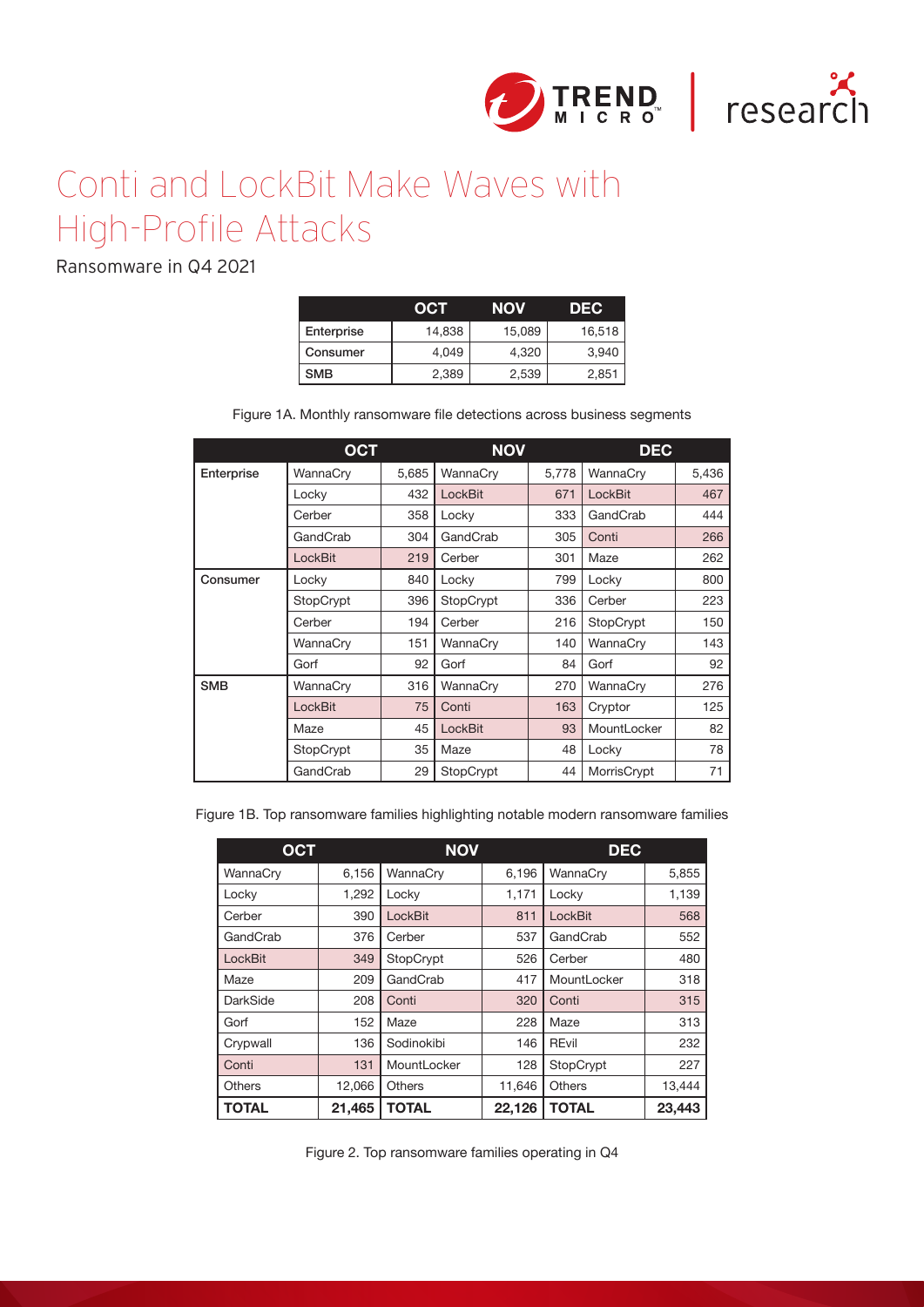# Conti and LockBit Make Waves with High-Profile Attacks

Ransomware in Q4 2021

| | OCT | NOV | DEC |
|---|---|---|---|
| Enterprise | 14,838 | 15,089 | 16,518 |
| Consumer | 4,049 | 4,320 | 3,940 |
| SMB | 2,389 | 2,539 | 2,851 |

Figure 1A. Monthly ransomware file detections across business segments

| | OCT | | NOV | | DEC | |
|---|---|---|---|---|---|---|
| Enterprise | WannaCry | 5,685 | WannaCry | 5,778 | WannaCry | 5,436 |
| | Locky | 432 | LockBit | 671 | LockBit | 467 |
| | Cerber | 358 | Locky | 333 | GandCrab | 444 |
| | GandCrab | 304 | GandCrab | 305 | Conti | 266 |
| | LockBit | 219 | Cerber | 301 | Maze | 262 |
| Consumer | Locky | 840 | Locky | 799 | Locky | 800 |
| | StopCrypt | 396 | StopCrypt | 336 | Cerber | 223 |
| | Cerber | 194 | Cerber | 216 | StopCrypt | 150 |
| | WannaCry | 151 | WannaCry | 140 | WannaCry | 143 |
| | Gorf | 92 | Gorf | 84 | Gorf | 92 |
| SMB | WannaCry | 316 | WannaCry | 270 | WannaCry | 276 |
| | LockBit | 75 | Conti | 163 | Cryptor | 125 |
| | Maze | 45 | LockBit | 93 | MountLocker | 82 |
| | StopCrypt | 35 | Maze | 48 | Locky | 78 |
| | GandCrab | 29 | StopCrypt | 44 | MorrisCrypt | 71 |

Figure 1B. Top ransomware families highlighting notable modern ransomware families

| OCT | | NOV | | DEC | |
|---|---|---|---|---|---|
| WannaCry | 6,156 | WannaCry | 6,196 | WannaCry | 5,855 |
| Locky | 1,292 | Locky | 1,171 | Locky | 1,139 |
| Cerber | 390 | LockBit | 811 | LockBit | 568 |
| GandCrab | 376 | Cerber | 537 | GandCrab | 552 |
| LockBit | 349 | StopCrypt | 526 | Cerber | 480 |
| Maze | 209 | GandCrab | 417 | MountLocker | 318 |
| DarkSide | 208 | Conti | 320 | Conti | 315 |
| Gorf | 152 | Maze | 228 | Maze | 313 |
| Crypwall | 136 | Sodinokibi | 146 | REvil | 232 |
| Conti | 131 | MountLocker | 128 | StopCrypt | 227 |
| Others | 12,066 | Others | 11,646 | Others | 13,444 |
| **TOTAL** | **21,465** | **TOTAL** | **22,126** | **TOTAL** | **23,443** |

Figure 2. Top ransomware families operating in Q4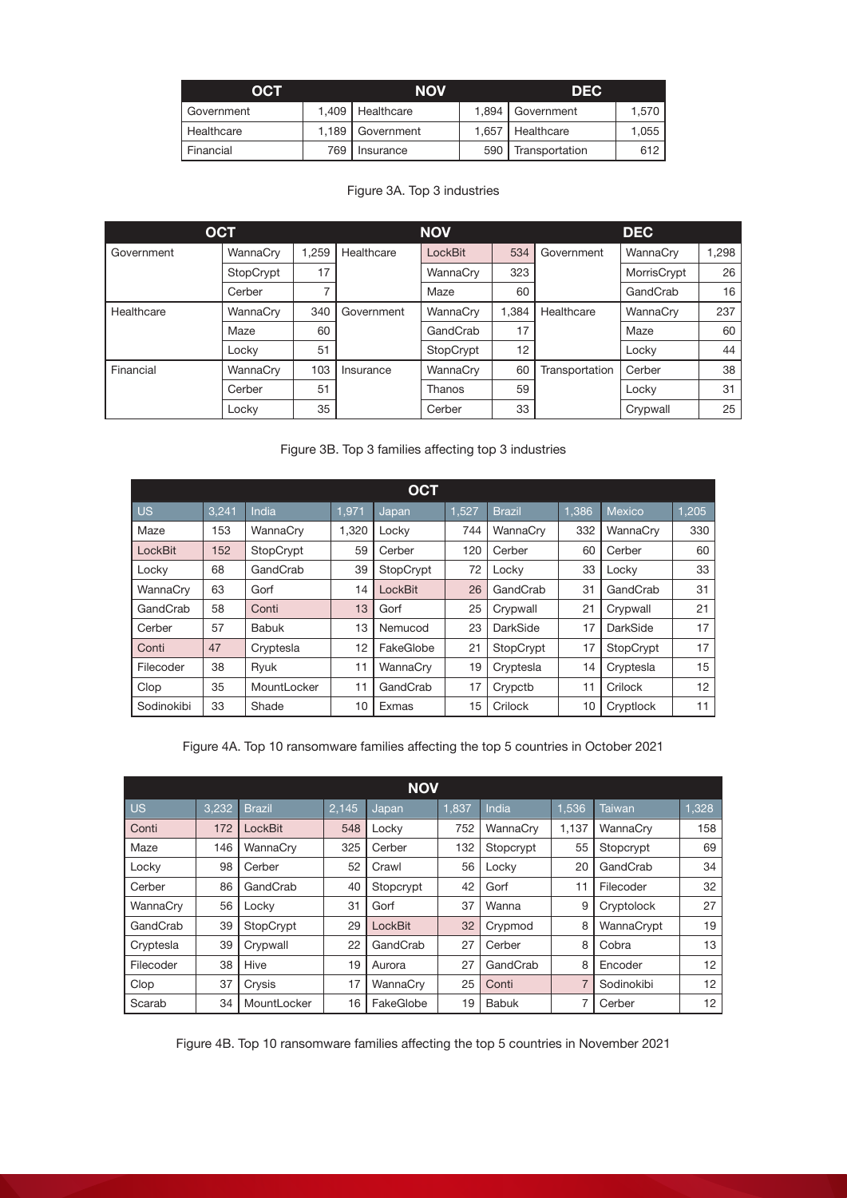| OCT | | NOV | | DEC | |
|---|---|---|---|---|---|
| Government | 1,409 | Healthcare | 1,894 | Government | 1,570 |
| Healthcare | 1,189 | Government | 1,657 | Healthcare | 1,055 |
| Financial | 769 | Insurance | 590 | Transportation | 612 |

Figure 3A. Top 3 industries

| OCT | | | NOV | | | DEC | | |
|---|---|---|---|---|---|---|---|---|
| Government | WannaCry | 1,259 | Healthcare | LockBit | 534 | Government | WannaCry | 1,298 |
| | StopCrypt | 17 | | WannaCry | 323 | | MorrisCrypt | 26 |
| | Cerber | 7 | | Maze | 60 | | GandCrab | 16 |
| Healthcare | WannaCry | 340 | Government | WannaCry | 1,384 | Healthcare | WannaCry | 237 |
| | Maze | 60 | | GandCrab | 17 | | Maze | 60 |
| | Locky | 51 | | StopCrypt | 12 | | Locky | 44 |
| Financial | WannaCry | 103 | Insurance | WannaCry | 60 | Transportation | Cerber | 38 |
| | Cerber | 51 | | Thanos | 59 | | Locky | 31 |
| | Locky | 35 | | Cerber | 33 | | Crypwall | 25 |

Figure 3B. Top 3 families affecting top 3 industries

| OCT | | | | | | | | | |
|---|---|---|---|---|---|---|---|---|---|
| US | 3,241 | India | 1,971 | Japan | 1,527 | Brazil | 1,386 | Mexico | 1,205 |
| Maze | 153 | WannaCry | 1,320 | Locky | 744 | WannaCry | 332 | WannaCry | 330 |
| LockBit | 152 | StopCrypt | 59 | Cerber | 120 | Cerber | 60 | Cerber | 60 |
| Locky | 68 | GandCrab | 39 | StopCrypt | 72 | Locky | 33 | Locky | 33 |
| WannaCry | 63 | Gorf | 14 | LockBit | 26 | GandCrab | 31 | GandCrab | 31 |
| GandCrab | 58 | Conti | 13 | Gorf | 25 | Crypwall | 21 | Crypwall | 21 |
| Cerber | 57 | Babuk | 13 | Nemucod | 23 | DarkSide | 17 | DarkSide | 17 |
| Conti | 47 | Cryptesla | 12 | FakeGlobe | 21 | StopCrypt | 17 | StopCrypt | 17 |
| Filecoder | 38 | Ryuk | 11 | WannaCry | 19 | Cryptesla | 14 | Cryptesla | 15 |
| Clop | 35 | MountLocker | 11 | GandCrab | 17 | Crypctb | 11 | Crilock | 12 |
| Sodinokibi | 33 | Shade | 10 | Exmas | 15 | Crilock | 10 | Cryptlock | 11 |

Figure 4A. Top 10 ransomware families affecting the top 5 countries in October 2021

| NOV | | | | | | | | | |
|---|---|---|---|---|---|---|---|---|---|
| US | 3,232 | Brazil | 2,145 | Japan | 1,837 | India | 1,536 | Taiwan | 1,328 |
| Conti | 172 | LockBit | 548 | Locky | 752 | WannaCry | 1,137 | WannaCry | 158 |
| Maze | 146 | WannaCry | 325 | Cerber | 132 | Stopcrypt | 55 | Stopcrypt | 69 |
| Locky | 98 | Cerber | 52 | Crawl | 56 | Locky | 20 | GandCrab | 34 |
| Cerber | 86 | GandCrab | 40 | Stopcrypt | 42 | Gorf | 11 | Filecoder | 32 |
| WannaCry | 56 | Locky | 31 | Gorf | 37 | Wanna | 9 | Cryptolock | 27 |
| GandCrab | 39 | StopCrypt | 29 | LockBit | 32 | Crypmod | 8 | WannaCrypt | 19 |
| Cryptesla | 39 | Crypwall | 22 | GandCrab | 27 | Cerber | 8 | Cobra | 13 |
| Filecoder | 38 | Hive | 19 | Aurora | 27 | GandCrab | 8 | Encoder | 12 |
| Clop | 37 | Crysis | 17 | WannaCry | 25 | Conti | 7 | Sodinokibi | 12 |
| Scarab | 34 | MountLocker | 16 | FakeGlobe | 19 | Babuk | 7 | Cerber | 12 |

Figure 4B. Top 10 ransomware families affecting the top 5 countries in November 2021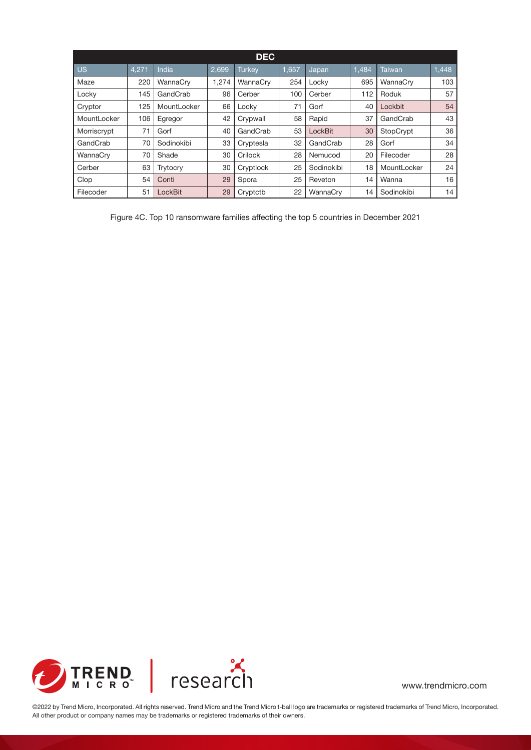| DEC | | | | | | | | | |
|---|---|---|---|---|---|---|---|---|---|
| US | 4,271 | India | 2,699 | Turkey | 1,657 | Japan | 1,484 | Taiwan | 1,448 |
| Maze | 220 | WannaCry | 1,274 | WannaCry | 254 | Locky | 695 | WannaCry | 103 |
| Locky | 145 | GandCrab | 96 | Cerber | 100 | Cerber | 112 | Roduk | 57 |
| Cryptor | 125 | MountLocker | 66 | Locky | 71 | Gorf | 40 | Lockbit | 54 |
| MountLocker | 106 | Egregor | 42 | Crypwall | 58 | Rapid | 37 | GandCrab | 43 |
| Morriscrypt | 71 | Gorf | 40 | GandCrab | 53 | LockBit | 30 | StopCrypt | 36 |
| GandCrab | 70 | Sodinokibi | 33 | Cryptesla | 32 | GandCrab | 28 | Gorf | 34 |
| WannaCry | 70 | Shade | 30 | Crilock | 28 | Nemucod | 20 | Filecoder | 28 |
| Cerber | 63 | Trytocry | 30 | Cryptlock | 25 | Sodinokibi | 18 | MountLocker | 24 |
| Clop | 54 | Conti | 29 | Spora | 25 | Reveton | 14 | Wanna | 16 |
| Filecoder | 51 | LockBit | 29 | Cryptctb | 22 | WannaCry | 14 | Sodinokibi | 14 |

Figure 4C. Top 10 ransomware families affecting the top 5 countries in December 2021

www.trendmicro.com

©2022 by Trend Micro, Incorporated. All rights reserved. Trend Micro and the Trend Micro t-ball logo are trademarks or registered trademarks of Trend Micro, Incorporated. All other product or company names may be trademarks or registered trademarks of their owners.